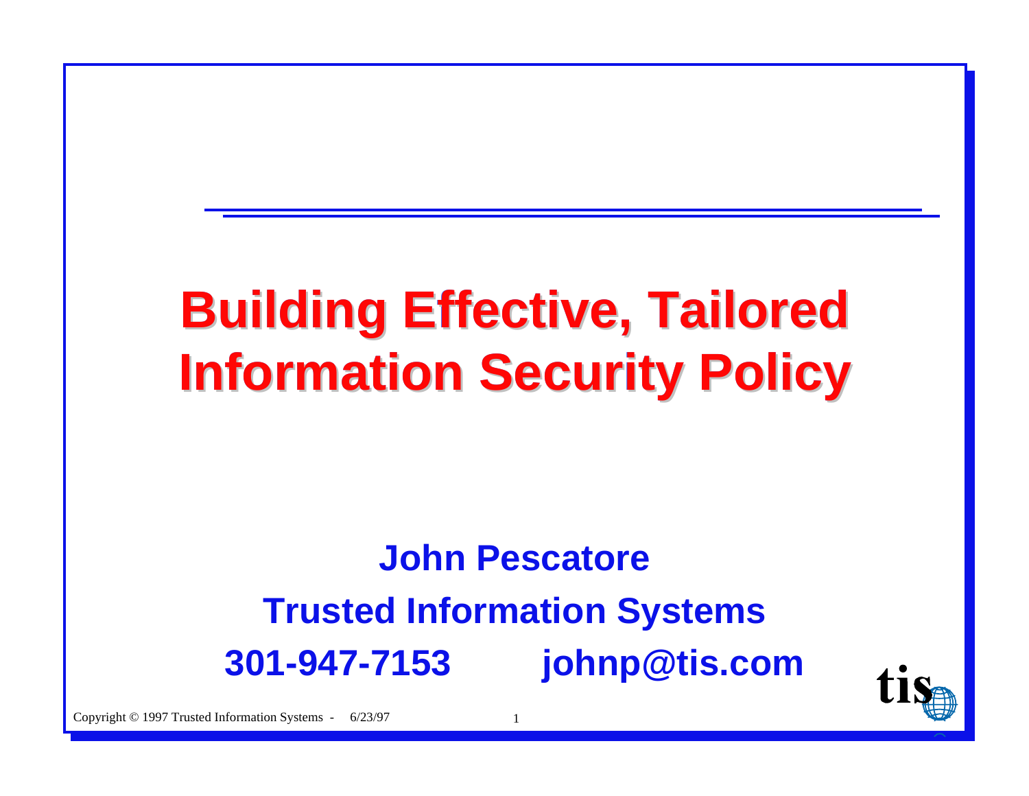# Building Effective, Tailored Information Security Policy

**John Pescatore**

**Trusted Information Systems**

**301-947-7153 johnp@tis.com**

Copyright © 1997 Trusted Information Systems - 6/23/97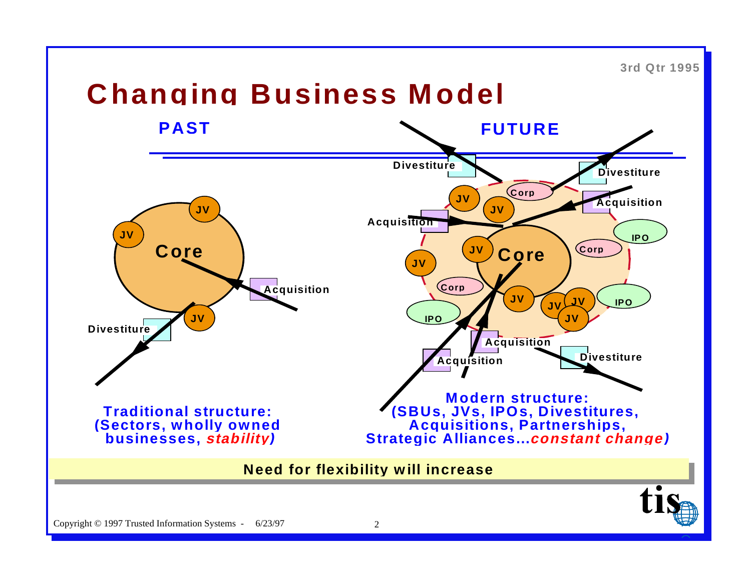3rd Qtr 1995

# Changing Business Model

## PAST

Core, JV, JV, JV, Acquisition, Divestiture

**Traditional structure: (Sectors, wholly owned businesses, *stability*)**

## FUTURE

Core, JV, Corp, IPO, Acquisition, Divestiture

**Modern structure: (SBUs, JVs, IPOs, Divestitures, Acquisitions, Partnerships, Strategic Alliances...*constant change*)**

**Need for flexibility will increase**

Copyright © 1997 Trusted Information Systems - 6/23/97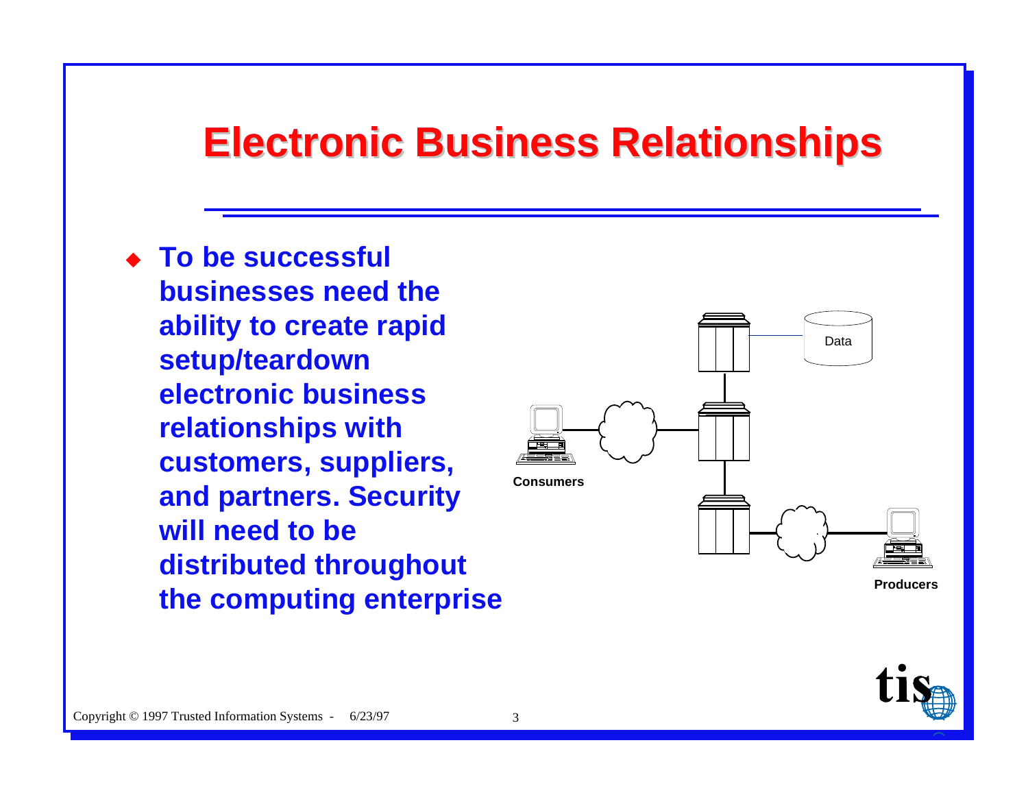# Electronic Business Relationships

- **To be successful businesses need the ability to create rapid setup/teardown electronic business relationships with customers, suppliers, and partners. Security will need to be distributed throughout the computing enterprise**

Data

**Consumers**

**Producers**

Copyright © 1997 Trusted Information Systems - 6/23/97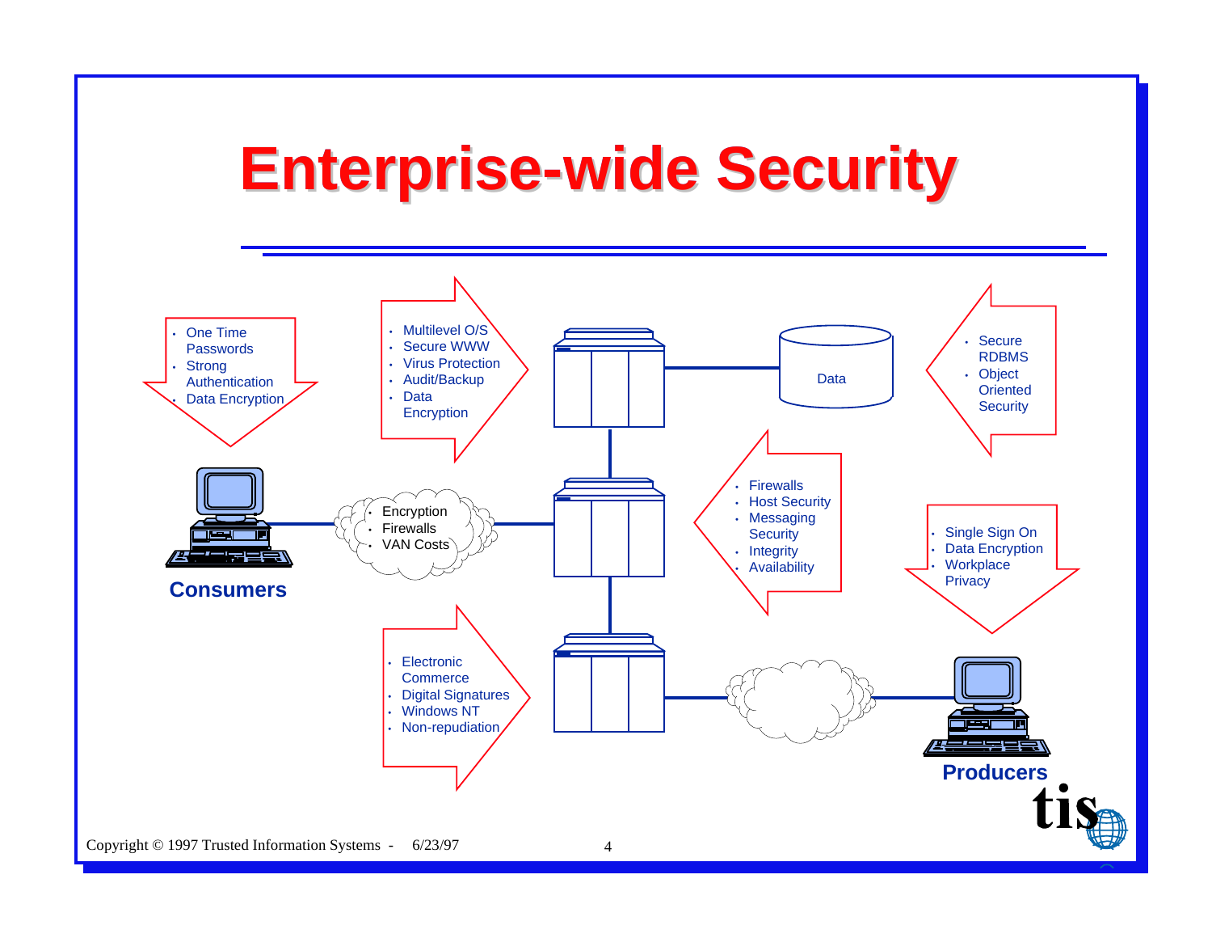# Enterprise-wide Security

- One Time Passwords
- Strong Authentication
- Data Encryption

- Multilevel O/S
- Secure WWW
- Virus Protection
- Audit/Backup
- Data Encryption

Data

- Secure RDBMS
- Object Oriented Security

- Encryption
- Firewalls
- VAN Costs

**Consumers**

- Firewalls
- Host Security
- Messaging Security
- Integrity
- Availability

- Single Sign On
- Data Encryption
- Workplace Privacy

- Electronic Commerce
- Digital Signatures
- Windows NT
- Non-repudiation

**Producers**

tis

Copyright © 1997 Trusted Information Systems - 6/23/97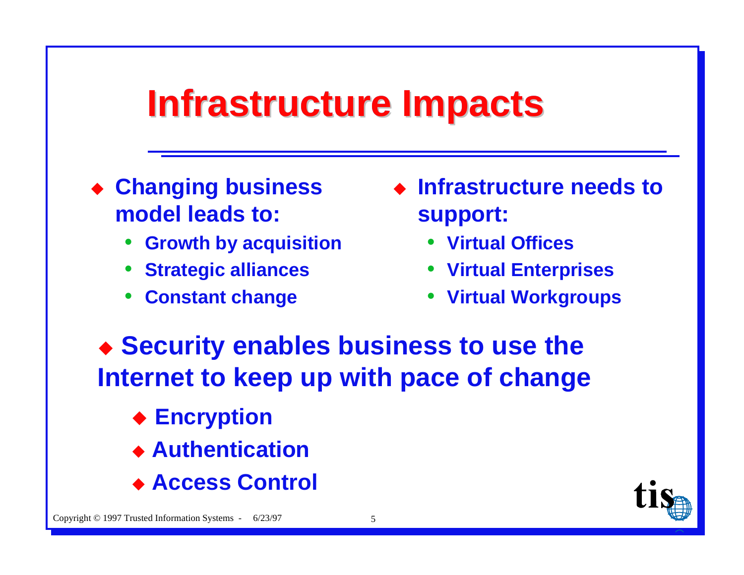# Infrastructure Impacts

- **Changing business model leads to:**
  - **Growth by acquisition**
  - **Strategic alliances**
  - **Constant change**

- **Infrastructure needs to support:**
  - **Virtual Offices**
  - **Virtual Enterprises**
  - **Virtual Workgroups**

- **Security enables business to use the Internet to keep up with pace of change**
  - **Encryption**
  - **Authentication**
  - **Access Control**

Copyright © 1997 Trusted Information Systems - 6/23/97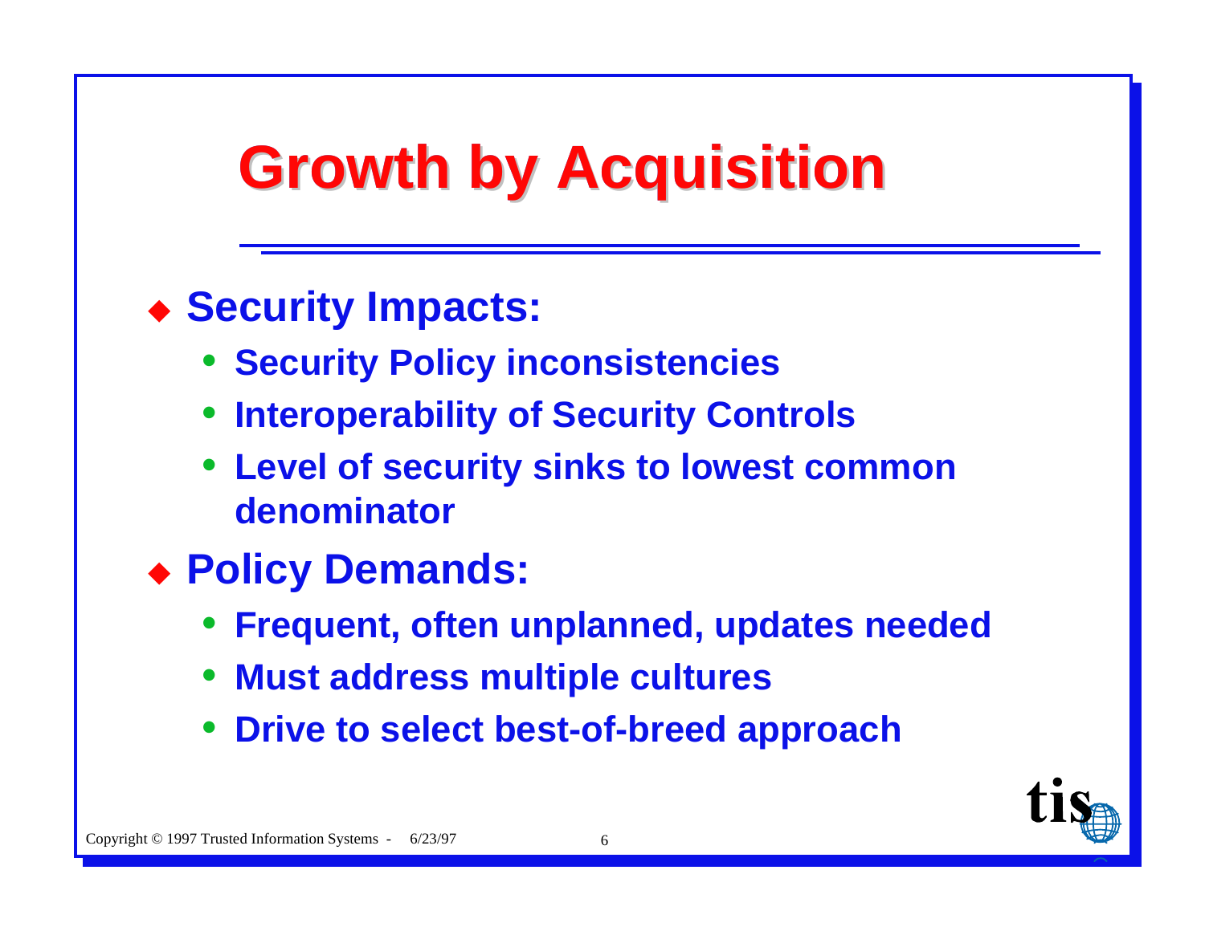# Growth by Acquisition

- **Security Impacts:**
  - Security Policy inconsistencies
  - Interoperability of Security Controls
  - Level of security sinks to lowest common denominator
- **Policy Demands:**
  - Frequent, often unplanned, updates needed
  - Must address multiple cultures
  - Drive to select best-of-breed approach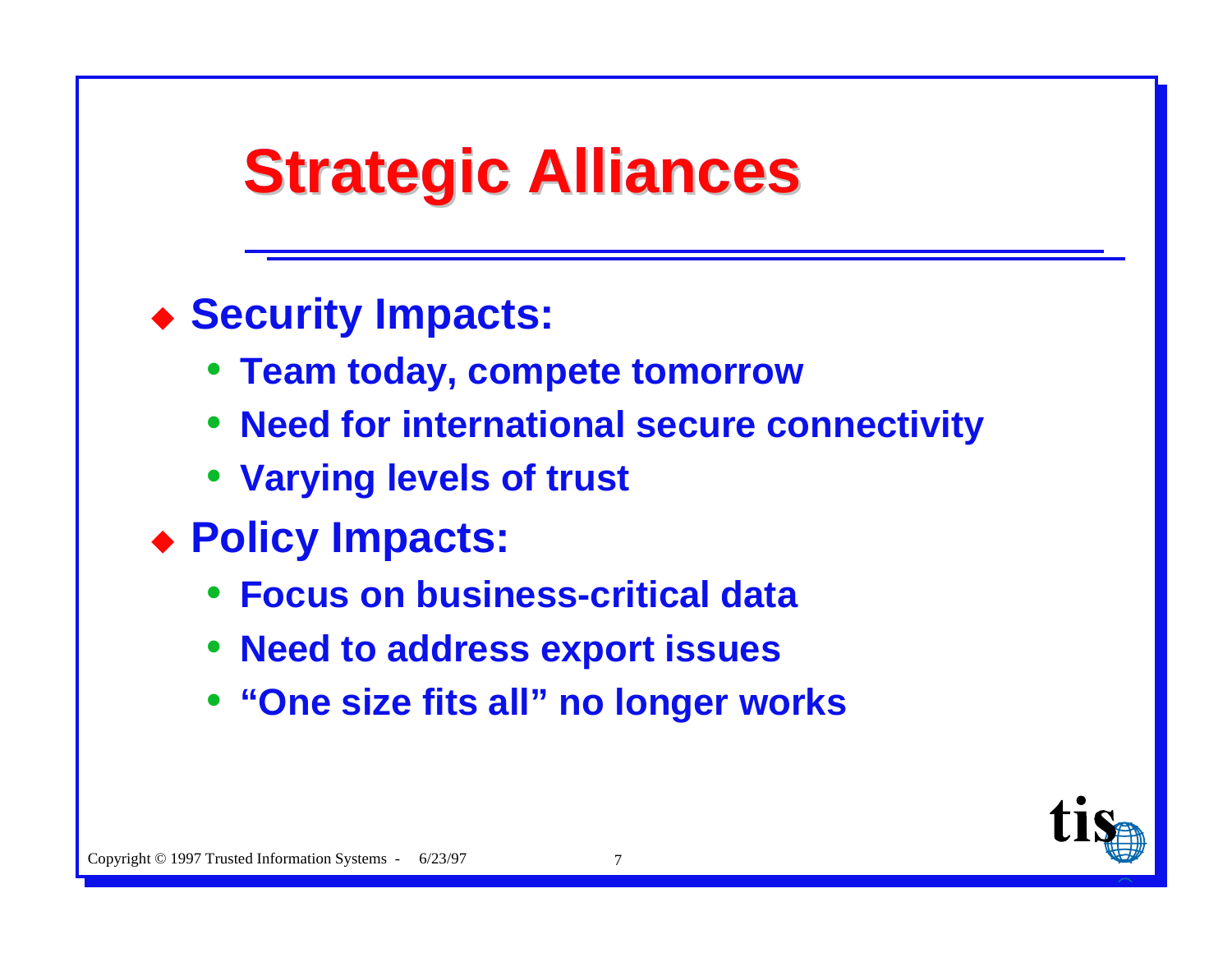# Strategic Alliances

- **Security Impacts:**
  - Team today, compete tomorrow
  - Need for international secure connectivity
  - Varying levels of trust
- **Policy Impacts:**
  - Focus on business-critical data
  - Need to address export issues
  - "One size fits all" no longer works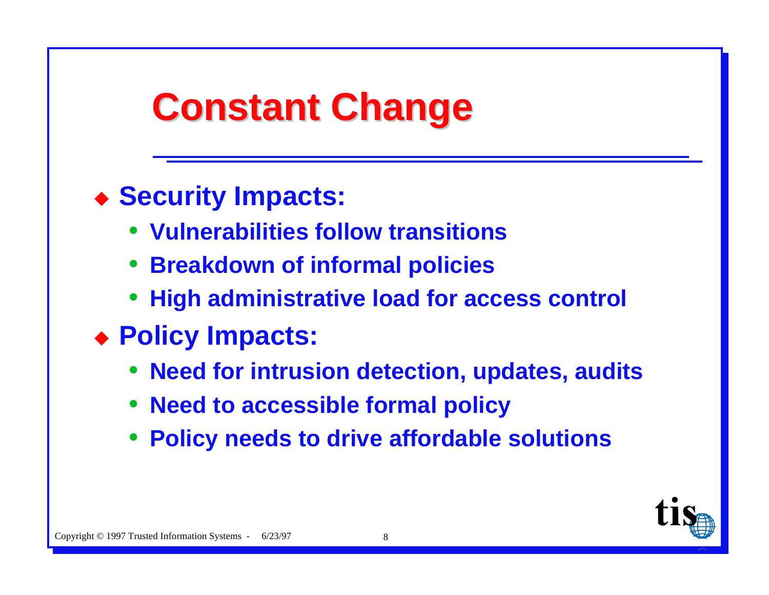# Constant Change

- **Security Impacts:**
  - **Vulnerabilities follow transitions**
  - **Breakdown of informal policies**
  - **High administrative load for access control**
- **Policy Impacts:**
  - **Need for intrusion detection, updates, audits**
  - **Need to accessible formal policy**
  - **Policy needs to drive affordable solutions**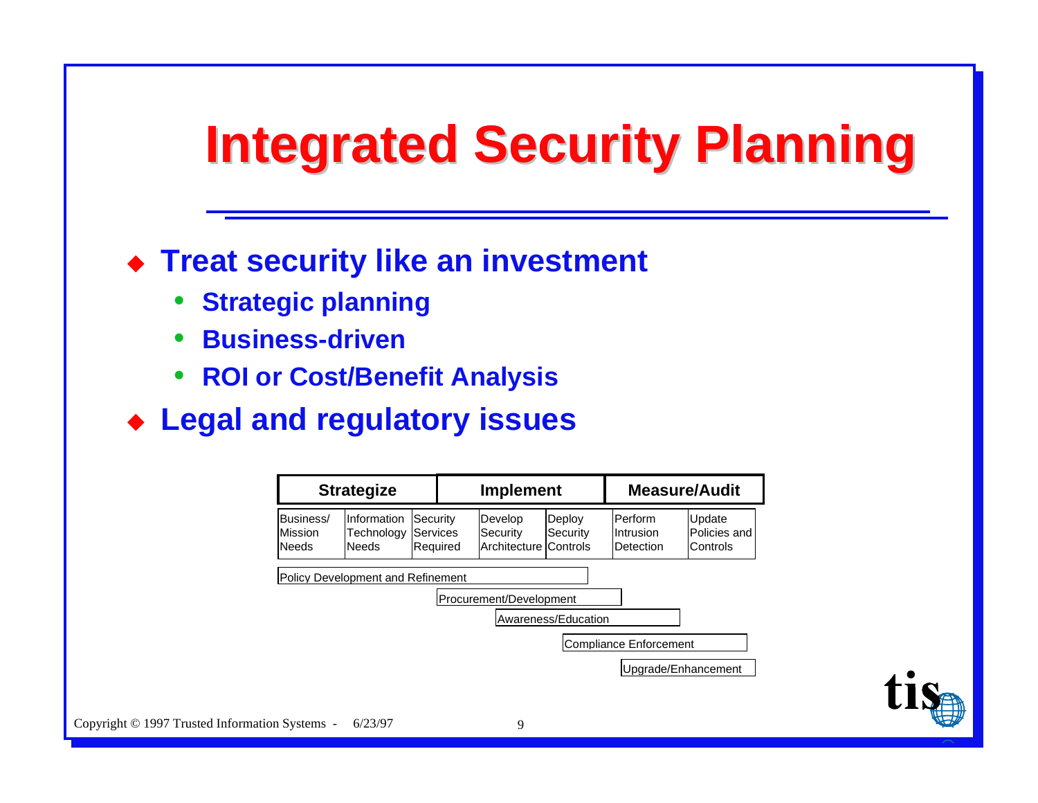# Integrated Security Planning

- **Treat security like an investment**
  - **Strategic planning**
  - **Business-driven**
  - **ROI or Cost/Benefit Analysis**
- **Legal and regulatory issues**

| Strategize | | | Implement | | Measure/Audit | |
|---|---|---|---|---|---|---|
| Business/ Mission Needs | Information Technology Needs | Security Services Required | Develop Security Architecture | Deploy Security Controls | Perform Intrusion Detection | Update Policies and Controls |

- Policy Development and Refinement
- Procurement/Development
- Awareness/Education
- Compliance Enforcement
- Upgrade/Enhancement

Copyright © 1997 Trusted Information Systems - 6/23/97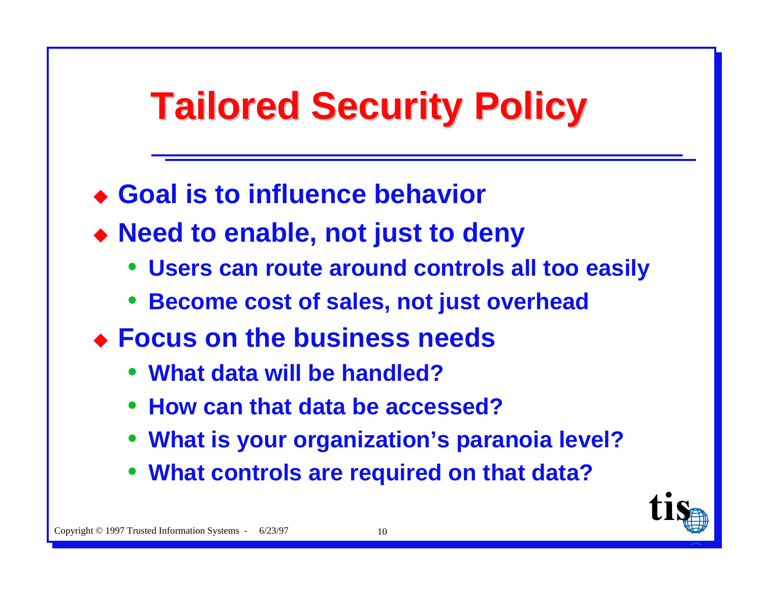# Tailored Security Policy

- **Goal is to influence behavior**
- **Need to enable, not just to deny**
  - **Users can route around controls all too easily**
  - **Become cost of sales, not just overhead**
- **Focus on the business needs**
  - **What data will be handled?**
  - **How can that data be accessed?**
  - **What is your organization's paranoia level?**
  - **What controls are required on that data?**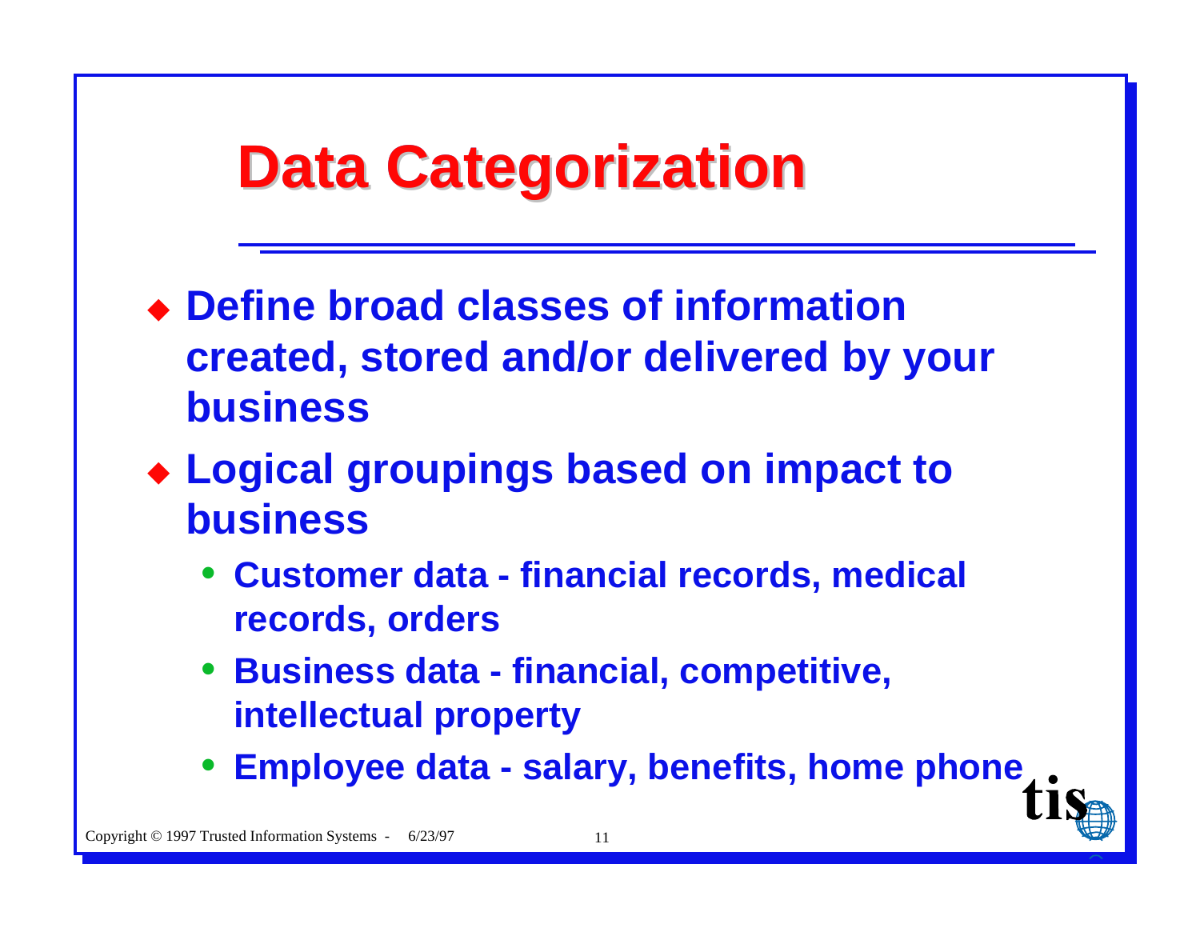# Data Categorization

- Define broad classes of information created, stored and/or delivered by your business
- Logical groupings based on impact to business
  - Customer data - financial records, medical records, orders
  - Business data - financial, competitive, intellectual property
  - Employee data - salary, benefits, home phone

Copyright © 1997 Trusted Information Systems - 6/23/97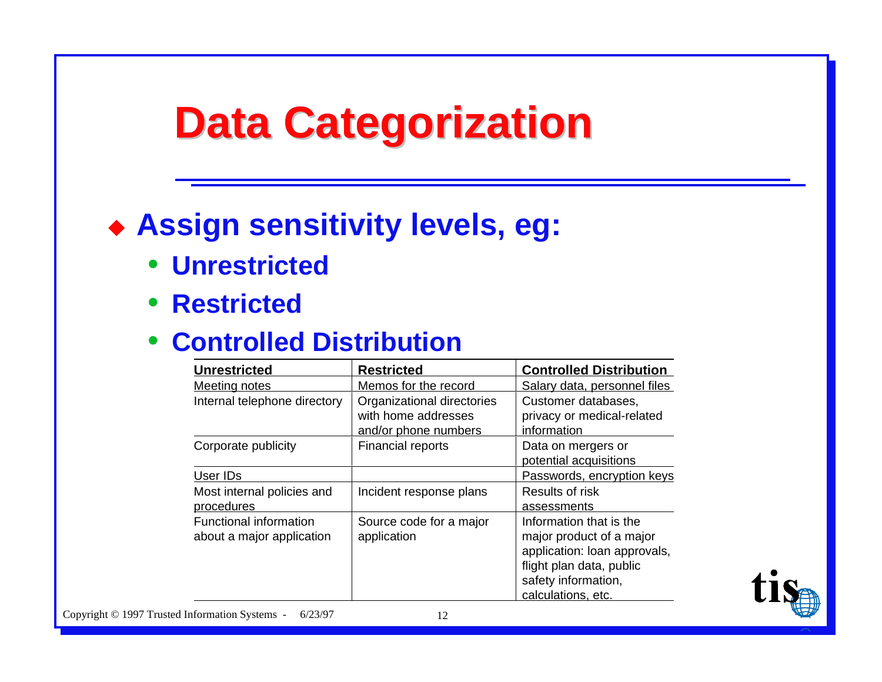# Data Categorization

- **Assign sensitivity levels, eg:**
  - **Unrestricted**
  - **Restricted**
  - **Controlled Distribution**

| Unrestricted | Restricted | Controlled Distribution |
|---|---|---|
| Meeting notes | Memos for the record | Salary data, personnel files |
| Internal telephone directory | Organizational directories with home addresses and/or phone numbers | Customer databases, privacy or medical-related information |
| Corporate publicity | Financial reports | Data on mergers or potential acquisitions |
| User IDs | | Passwords, encryption keys |
| Most internal policies and procedures | Incident response plans | Results of risk assessments |
| Functional information about a major application | Source code for a major application | Information that is the major product of a major application: loan approvals, flight plan data, public safety information, calculations, etc. |

Copyright © 1997 Trusted Information Systems - 6/23/97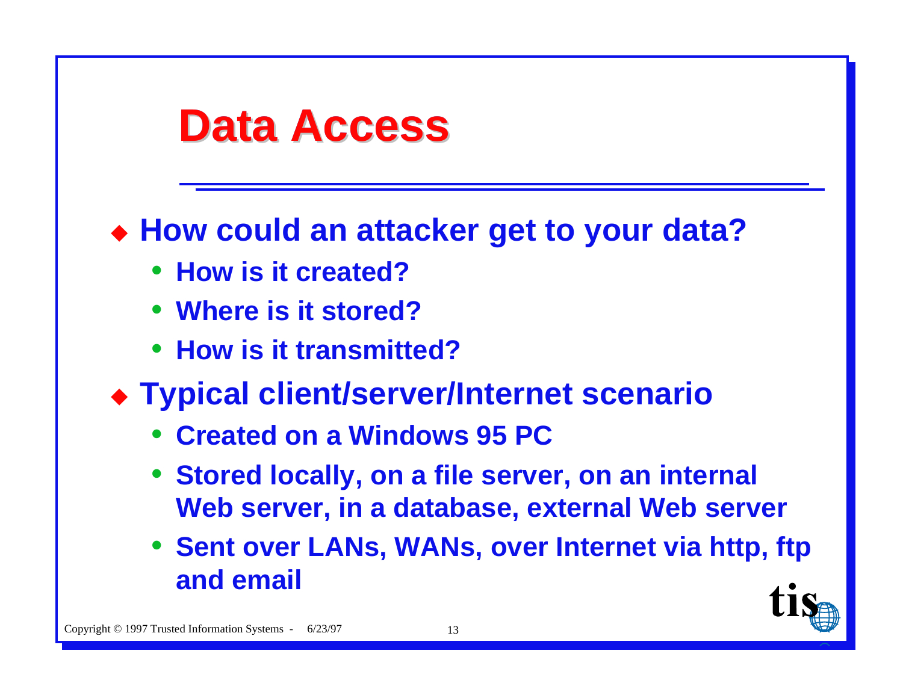# Data Access

- **How could an attacker get to your data?**
  - **How is it created?**
  - **Where is it stored?**
  - **How is it transmitted?**
- **Typical client/server/Internet scenario**
  - **Created on a Windows 95 PC**
  - **Stored locally, on a file server, on an internal Web server, in a database, external Web server**
  - **Sent over LANs, WANs, over Internet via http, ftp and email**

Copyright © 1997 Trusted Information Systems - 6/23/97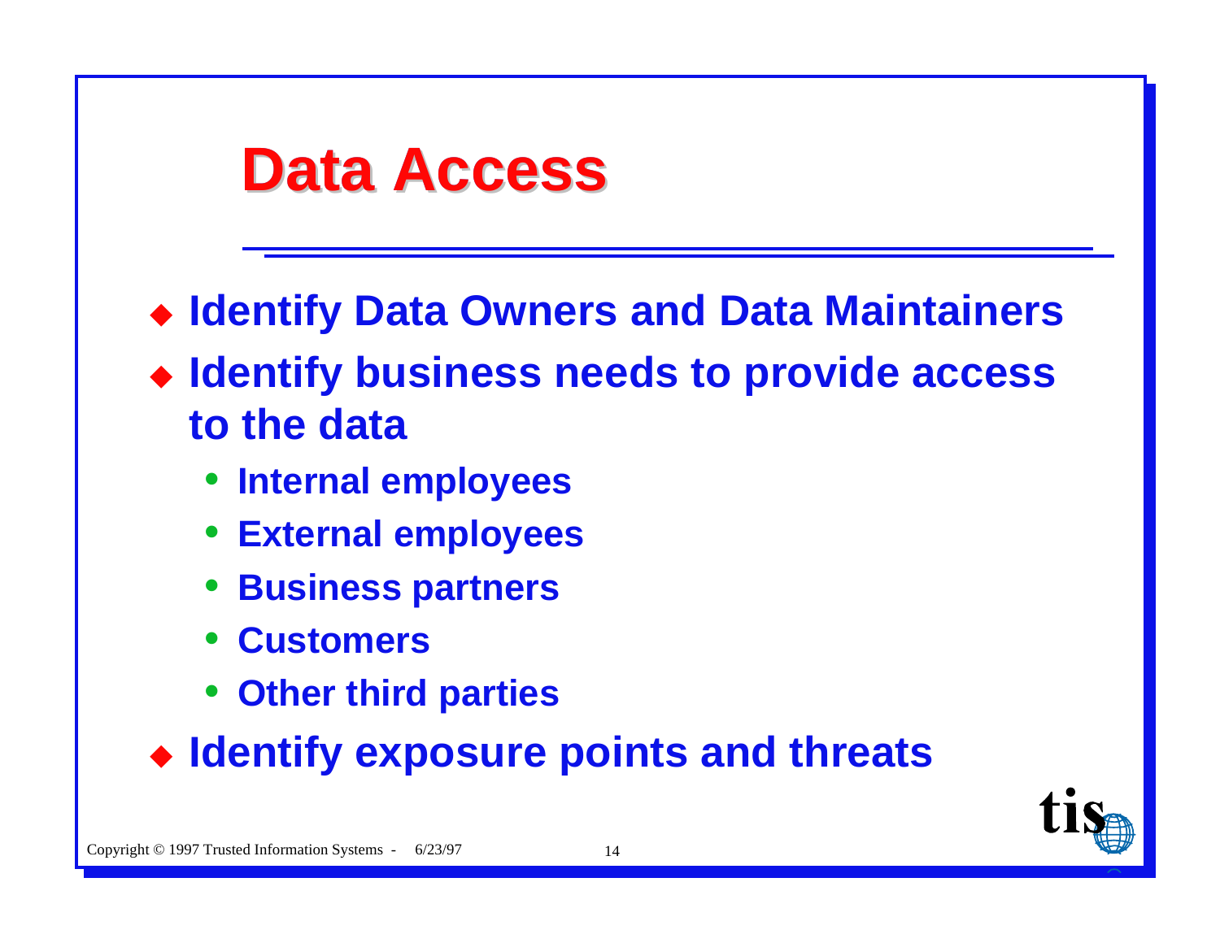# Data Access

- Identify Data Owners and Data Maintainers
- Identify business needs to provide access to the data
  - Internal employees
  - External employees
  - Business partners
  - Customers
  - Other third parties
- Identify exposure points and threats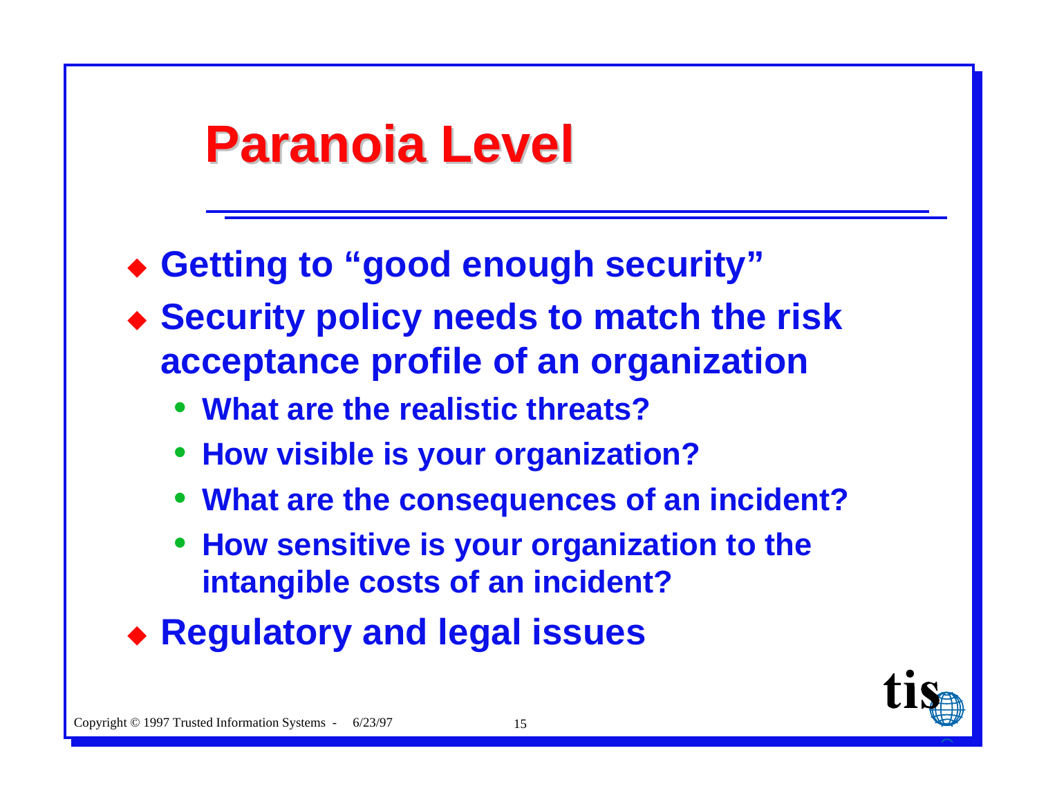# Paranoia Level

- Getting to "good enough security"
- Security policy needs to match the risk acceptance profile of an organization
  - What are the realistic threats?
  - How visible is your organization?
  - What are the consequences of an incident?
  - How sensitive is your organization to the intangible costs of an incident?
- Regulatory and legal issues

Copyright © 1997 Trusted Information Systems - 6/23/97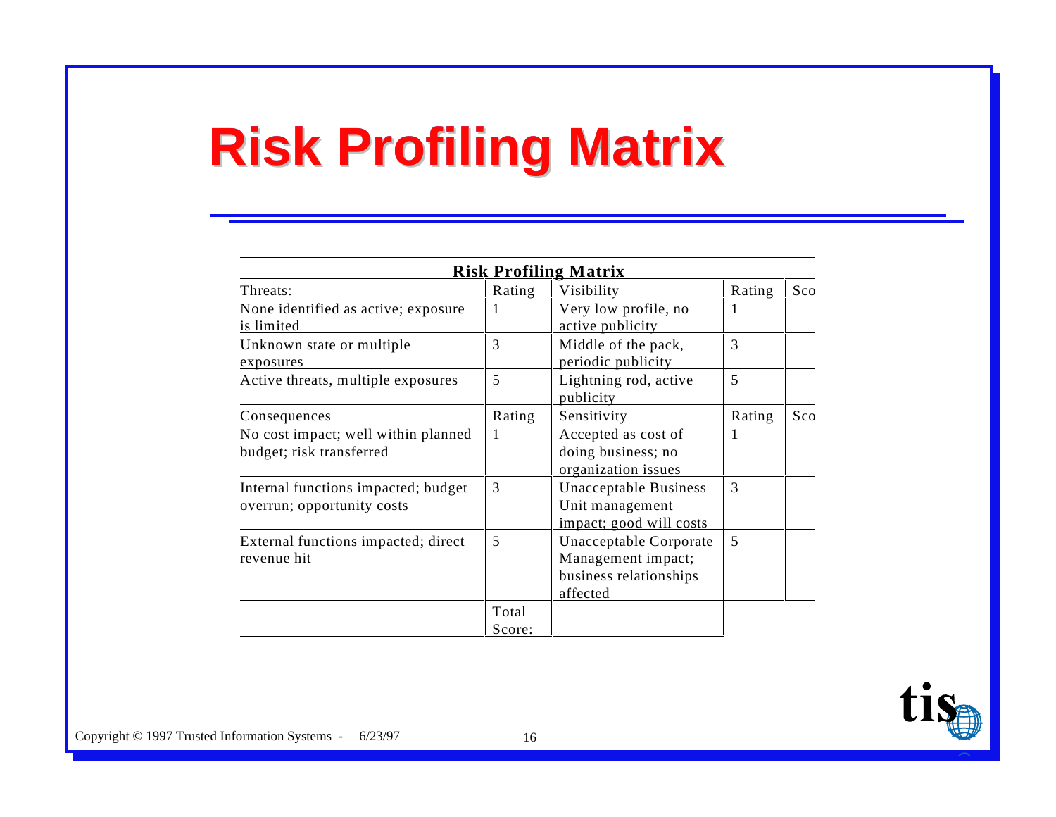# Risk Profiling Matrix

**Risk Profiling Matrix**

| Threats: | Rating | Visibility | Rating | Sco |
|---|---|---|---|---|
| None identified as active; exposure is limited | 1 | Very low profile, no active publicity | 1 | |
| Unknown state or multiple exposures | 3 | Middle of the pack, periodic publicity | 3 | |
| Active threats, multiple exposures | 5 | Lightning rod, active publicity | 5 | |
| Consequences | Rating | Sensitivity | Rating | Sco |
| No cost impact; well within planned budget; risk transferred | 1 | Accepted as cost of doing business; no organization issues | 1 | |
| Internal functions impacted; budget overrun; opportunity costs | 3 | Unacceptable Business Unit management impact; good will costs | 3 | |
| External functions impacted; direct revenue hit | 5 | Unacceptable Corporate Management impact; business relationships affected | 5 | |
| | Total Score: | | | |

Copyright © 1997 Trusted Information Systems - 6/23/97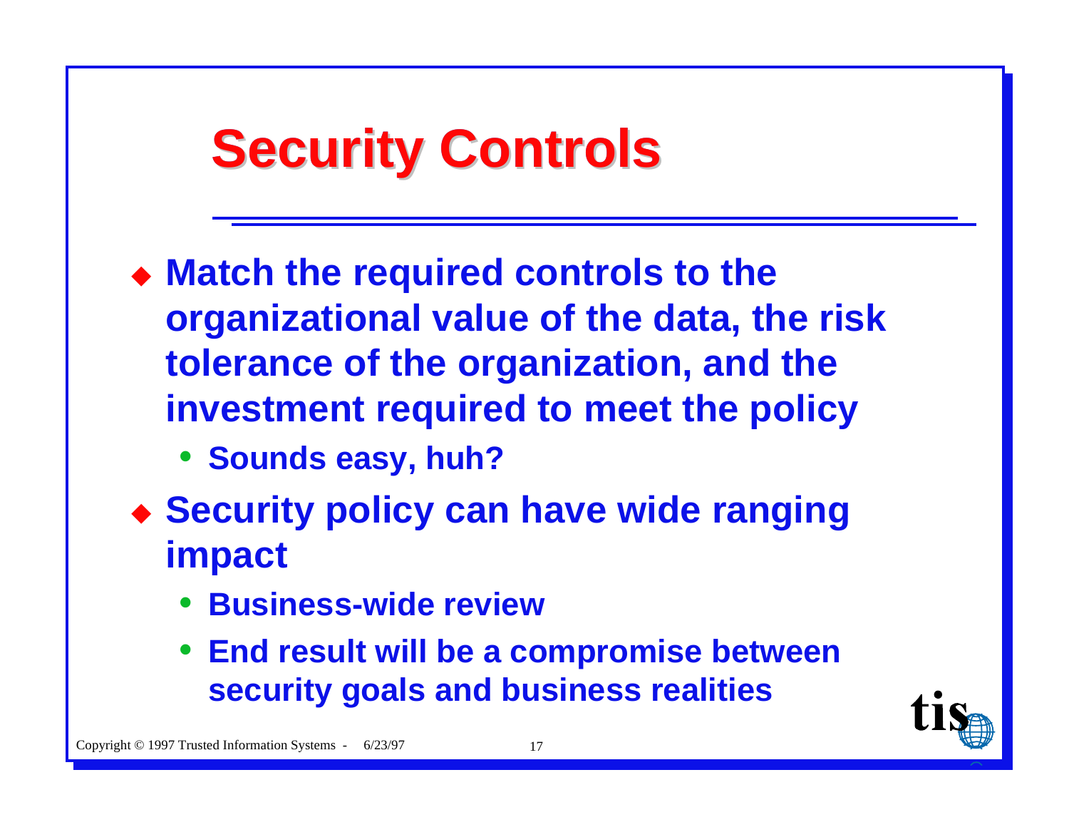# Security Controls

- **Match the required controls to the organizational value of the data, the risk tolerance of the organization, and the investment required to meet the policy**
  - **Sounds easy, huh?**
- **Security policy can have wide ranging impact**
  - **Business-wide review**
  - **End result will be a compromise between security goals and business realities**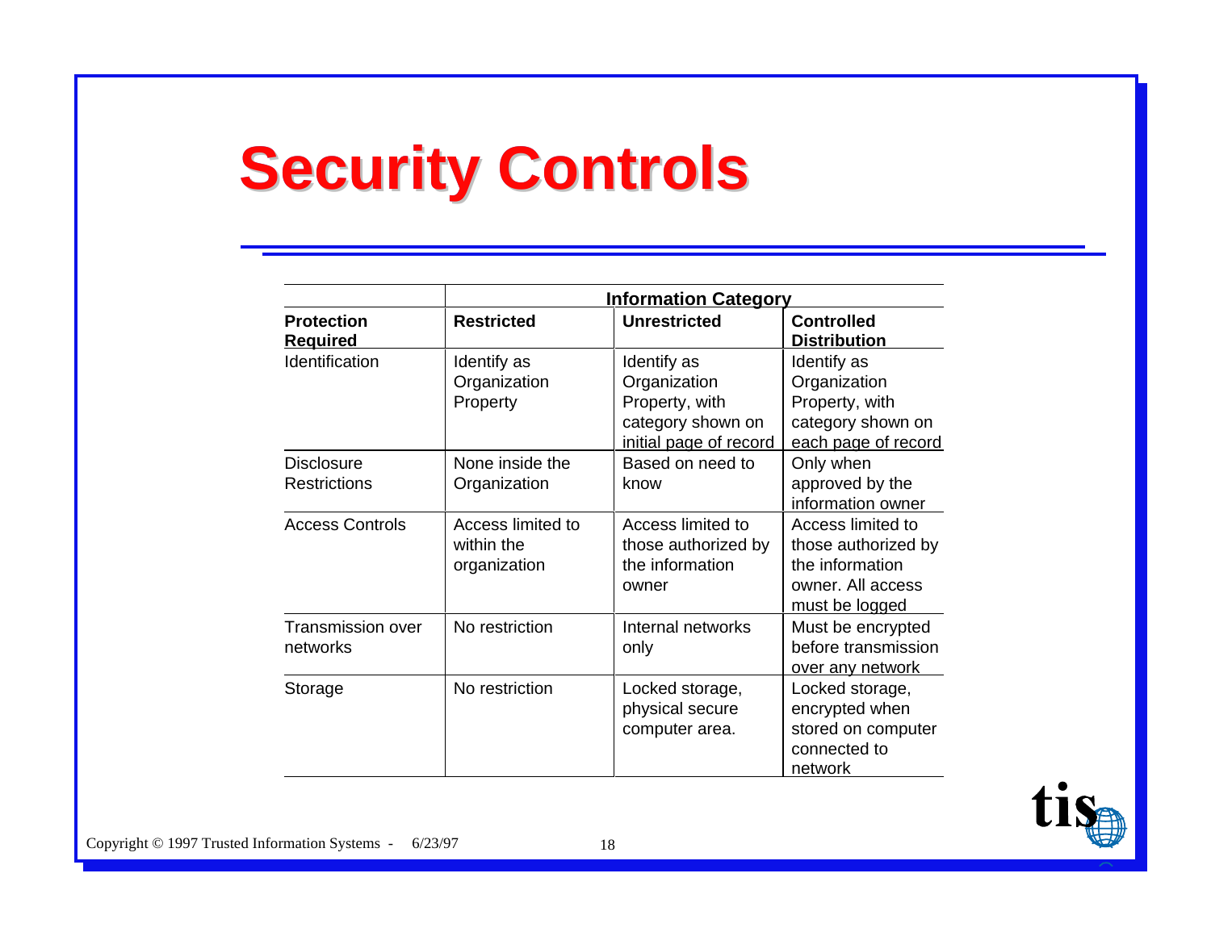# Security Controls

| | Information Category | | |
|---|---|---|---|
| **Protection Required** | **Restricted** | **Unrestricted** | **Controlled Distribution** |
| Identification | Identify as Organization Property | Identify as Organization Property, with category shown on initial page of record | Identify as Organization Property, with category shown on each page of record |
| Disclosure Restrictions | None inside the Organization | Based on need to know | Only when approved by the information owner |
| Access Controls | Access limited to within the organization | Access limited to those authorized by the information owner | Access limited to those authorized by the information owner. All access must be logged |
| Transmission over networks | No restriction | Internal networks only | Must be encrypted before transmission over any network |
| Storage | No restriction | Locked storage, physical secure computer area. | Locked storage, encrypted when stored on computer connected to network |

Copyright © 1997 Trusted Information Systems - 6/23/97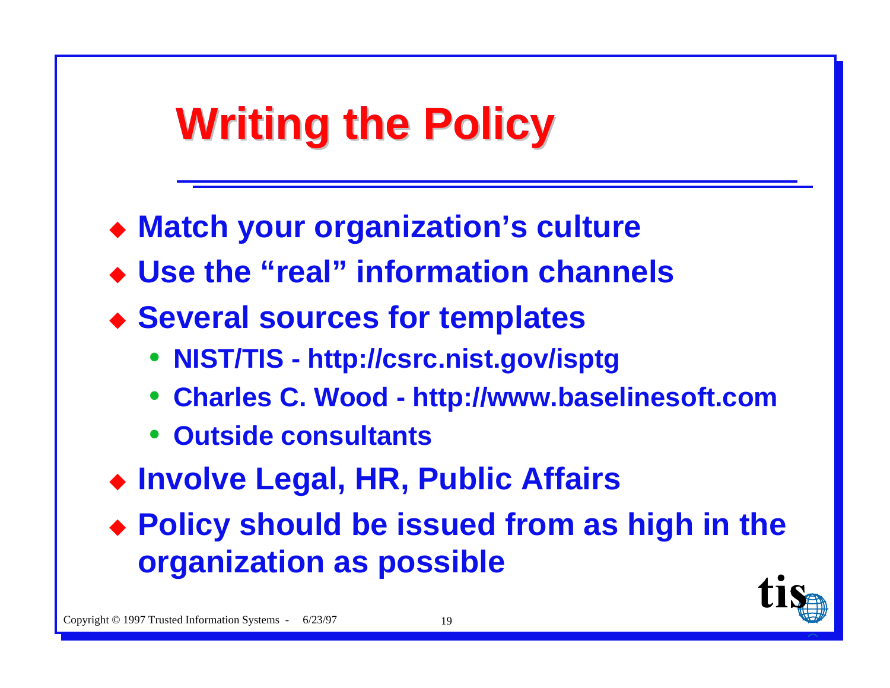# Writing the Policy

- Match your organization's culture
- Use the "real" information channels
- Several sources for templates
  - NIST/TIS - http://csrc.nist.gov/isptg
  - Charles C. Wood - http://www.baselinesoft.com
  - Outside consultants
- Involve Legal, HR, Public Affairs
- Policy should be issued from as high in the organization as possible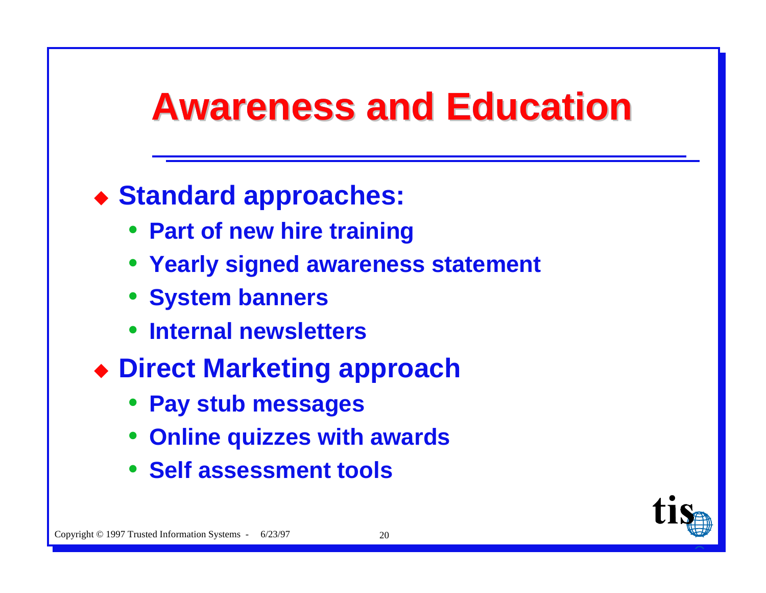# Awareness and Education

- **Standard approaches:**
  - **Part of new hire training**
  - **Yearly signed awareness statement**
  - **System banners**
  - **Internal newsletters**
- **Direct Marketing approach**
  - **Pay stub messages**
  - **Online quizzes with awards**
  - **Self assessment tools**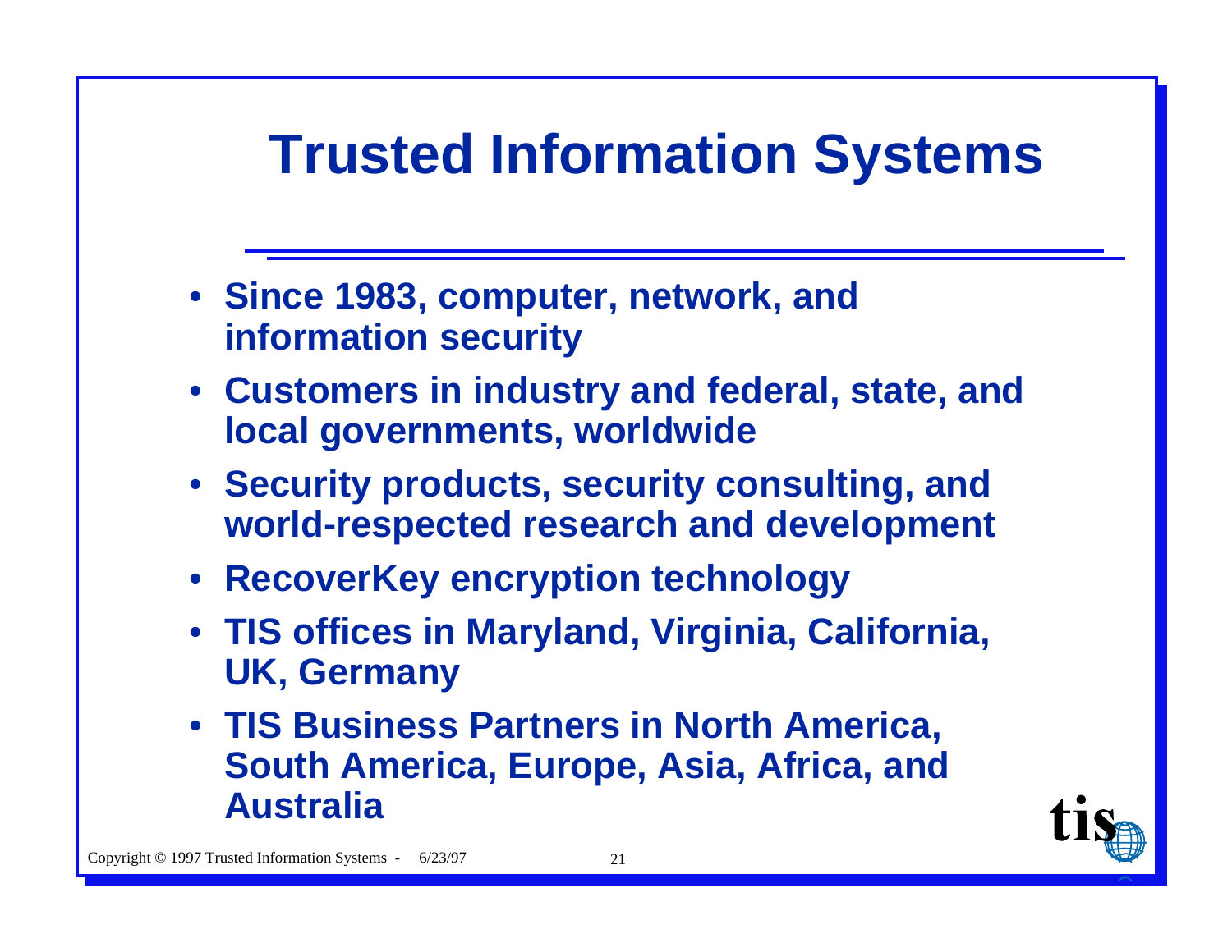# Trusted Information Systems

- Since 1983, computer, network, and information security
- Customers in industry and federal, state, and local governments, worldwide
- Security products, security consulting, and world-respected research and development
- RecoverKey encryption technology
- TIS offices in Maryland, Virginia, California, UK, Germany
- TIS Business Partners in North America, South America, Europe, Asia, Africa, and Australia